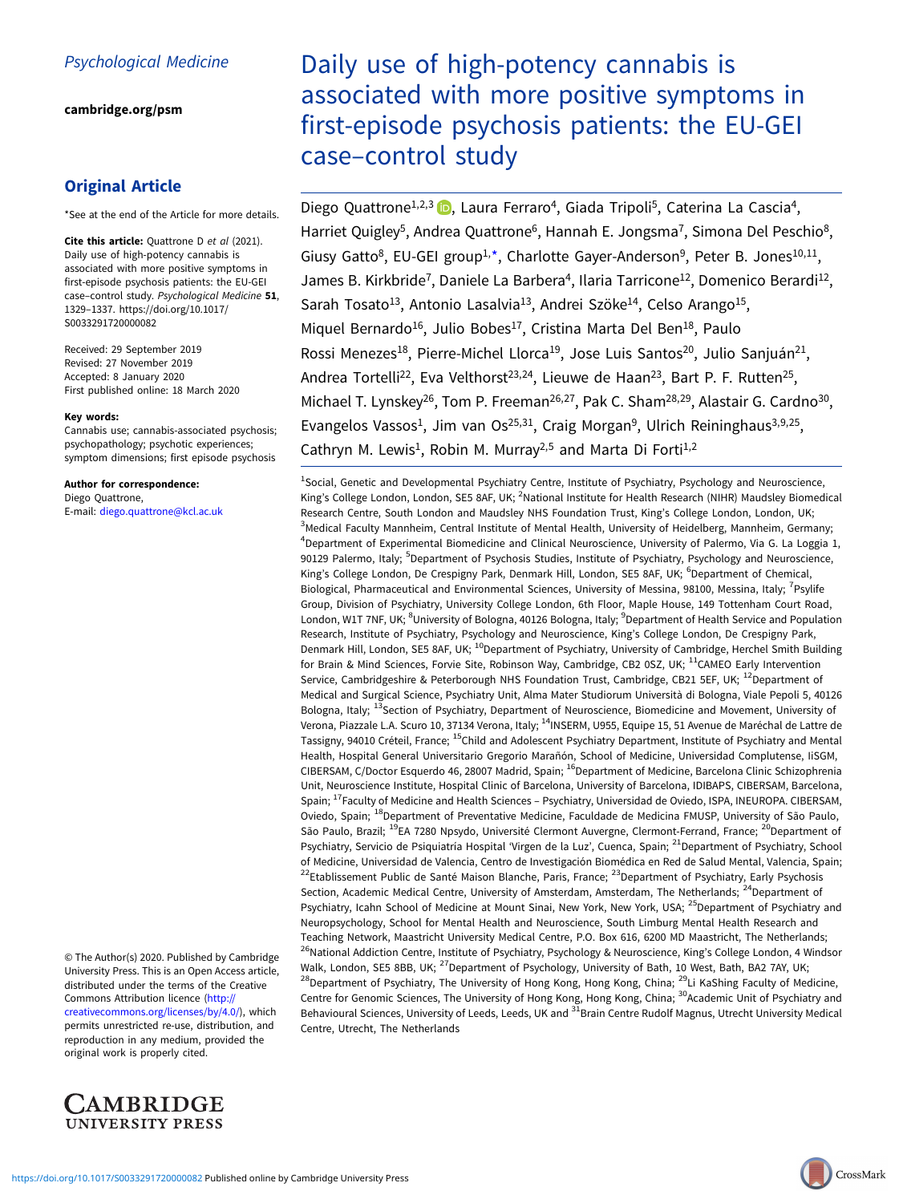Psychological Medicine

cambridge.org/psm

## Original Article

*See at the end of the Article for more details.

**Cite this article:** Quattrone D *et al* (2021). Daily use of high-potency cannabis is associated with more positive symptoms in first-episode psychosis patients: the EU-GEI case–control study. *Psychological Medicine* **51**, 1329–1337. https://doi.org/10.1017/S0033291720000082

Received: 29 September 2019
Revised: 27 November 2019
Accepted: 8 January 2020
First published online: 18 March 2020

**Key words:**
Cannabis use; cannabis-associated psychosis; psychopathology; psychotic experiences; symptom dimensions; first episode psychosis

**Author for correspondence:**
Diego Quattrone,
E-mail: diego.quattrone@kcl.ac.uk

© The Author(s) 2020. Published by Cambridge University Press. This is an Open Access article, distributed under the terms of the Creative Commons Attribution licence (http://creativecommons.org/licenses/by/4.0/), which permits unrestricted re-use, distribution, and reproduction in any medium, provided the original work is properly cited.

# Daily use of high-potency cannabis is associated with more positive symptoms in first-episode psychosis patients: the EU-GEI case–control study

Diego Quattrone[1,2,3], Laura Ferraro[4], Giada Tripoli[5], Caterina La Cascia[4], Harriet Quigley[5], Andrea Quattrone[6], Hannah E. Jongsma[7], Simona Del Peschio[8], Giusy Gatto[8], EU-GEI group[1,*], Charlotte Gayer-Anderson[9], Peter B. Jones[10,11], James B. Kirkbride[7], Daniele La Barbera[4], Ilaria Tarricone[12], Domenico Berardi[12], Sarah Tosato[13], Antonio Lasalvia[13], Andrei Szöke[14], Celso Arango[15], Miquel Bernardo[16], Julio Bobes[17], Cristina Marta Del Ben[18], Paulo Rossi Menezes[18], Pierre-Michel Llorca[19], Jose Luis Santos[20], Julio Sanjuán[21], Andrea Tortelli[22], Eva Velthorst[23,24], Lieuwe de Haan[23], Bart P. F. Rutten[25], Michael T. Lynskey[26], Tom P. Freeman[26,27], Pak C. Sham[28,29], Alastair G. Cardno[30], Evangelos Vassos[1], Jim van Os[25,31], Craig Morgan[9], Ulrich Reininghaus[3,9,25], Cathryn M. Lewis[1], Robin M. Murray[2,5] and Marta Di Forti[1,2]

[1]Social, Genetic and Developmental Psychiatry Centre, Institute of Psychiatry, Psychology and Neuroscience, King's College London, London, SE5 8AF, UK; [2]National Institute for Health Research (NIHR) Maudsley Biomedical Research Centre, South London and Maudsley NHS Foundation Trust, King's College London, London, UK; [3]Medical Faculty Mannheim, Central Institute of Mental Health, University of Heidelberg, Mannheim, Germany; [4]Department of Experimental Biomedicine and Clinical Neuroscience, University of Palermo, Via G. La Loggia 1, 90129 Palermo, Italy; [5]Department of Psychosis Studies, Institute of Psychiatry, Psychology and Neuroscience, King's College London, De Crespigny Park, Denmark Hill, London, SE5 8AF, UK; [6]Department of Chemical, Biological, Pharmaceutical and Environmental Sciences, University of Messina, 98100, Messina, Italy; [7]Psylife Group, Division of Psychiatry, University College London, 6th Floor, Maple House, 149 Tottenham Court Road, London, W1T 7NF, UK; [8]University of Bologna, 40126 Bologna, Italy; [9]Department of Health Service and Population Research, Institute of Psychiatry, Psychology and Neuroscience, King's College London, De Crespigny Park, Denmark Hill, London, SE5 8AF, UK; [10]Department of Psychiatry, University of Cambridge, Herchel Smith Building for Brain & Mind Sciences, Forvie Site, Robinson Way, Cambridge, CB2 0SZ, UK; [11]CAMEO Early Intervention Service, Cambridgeshire & Peterborough NHS Foundation Trust, Cambridge, CB21 5EF, UK; [12]Department of Medical and Surgical Science, Psychiatry Unit, Alma Mater Studiorum Università di Bologna, Viale Pepoli 5, 40126 Bologna, Italy; [13]Section of Psychiatry, Department of Neuroscience, Biomedicine and Movement, University of Verona, Piazzale L.A. Scuro 10, 37134 Verona, Italy; [14]INSERM, U955, Equipe 15, 51 Avenue de Maréchal de Lattre de Tassigny, 94010 Créteil, France; [15]Child and Adolescent Psychiatry Department, Institute of Psychiatry and Mental Health, Hospital General Universitario Gregorio Marañón, School of Medicine, Universidad Complutense, IiSGM, CIBERSAM, C/Doctor Esquerdo 46, 28007 Madrid, Spain; [16]Department of Medicine, Barcelona Clinic Schizophrenia Unit, Neuroscience Institute, Hospital Clinic of Barcelona, University of Barcelona, IDIBAPS, CIBERSAM, Barcelona, Spain; [17]Faculty of Medicine and Health Sciences – Psychiatry, Universidad de Oviedo, ISPA, INEUROPA. CIBERSAM, Oviedo, Spain; [18]Department of Preventative Medicine, Faculdade de Medicina FMUSP, University of São Paulo, São Paulo, Brazil; [19]EA 7280 Npsydo, Université Clermont Auvergne, Clermont-Ferrand, France; [20]Department of Psychiatry, Servicio de Psiquiatría Hospital 'Virgen de la Luz', Cuenca, Spain; [21]Department of Psychiatry, School of Medicine, Universidad de Valencia, Centro de Investigación Biomédica en Red de Salud Mental, Valencia, Spain; [22]Etablissement Public de Santé Maison Blanche, Paris, France; [23]Department of Psychiatry, Early Psychosis Section, Academic Medical Centre, University of Amsterdam, Amsterdam, The Netherlands; [24]Department of Psychiatry, Icahn School of Medicine at Mount Sinai, New York, New York, USA; [25]Department of Psychiatry and Neuropsychology, School for Mental Health and Neuroscience, South Limburg Mental Health Research and Teaching Network, Maastricht University Medical Centre, P.O. Box 616, 6200 MD Maastricht, The Netherlands; [26]National Addiction Centre, Institute of Psychiatry, Psychology & Neuroscience, King's College London, 4 Windsor Walk, London, SE5 8BB, UK; [27]Department of Psychology, University of Bath, 10 West, Bath, BA2 7AY, UK; [28]Department of Psychiatry, The University of Hong Kong, Hong Kong, China; [29]Li KaShing Faculty of Medicine, Centre for Genomic Sciences, The University of Hong Kong, Hong Kong, China; [30]Academic Unit of Psychiatry and Behavioural Sciences, University of Leeds, Leeds, UK and [31]Brain Centre Rudolf Magnus, Utrecht University Medical Centre, Utrecht, The Netherlands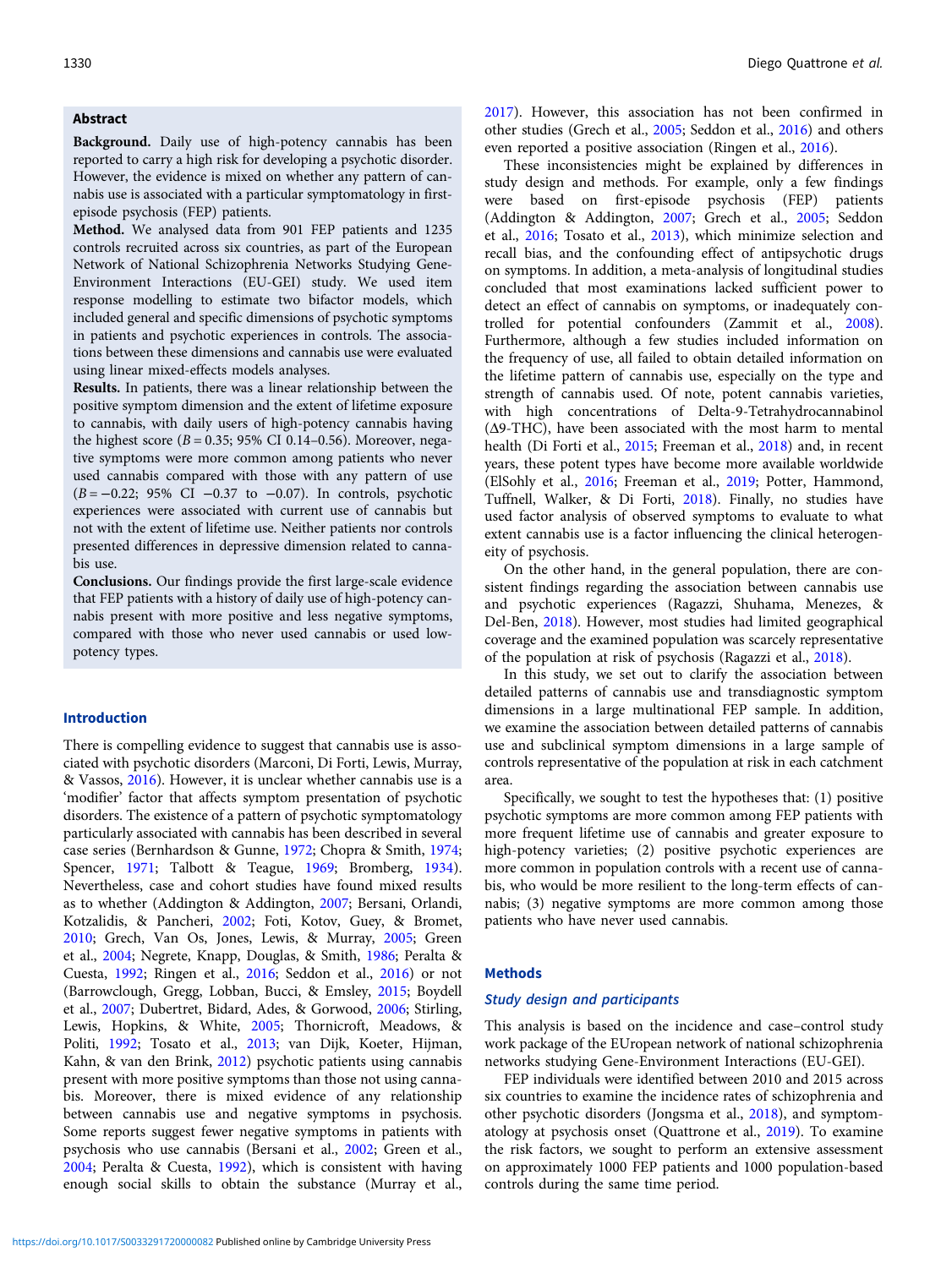## Abstract

**Background.** Daily use of high-potency cannabis has been reported to carry a high risk for developing a psychotic disorder. However, the evidence is mixed on whether any pattern of cannabis use is associated with a particular symptomatology in first-episode psychosis (FEP) patients.

**Method.** We analysed data from 901 FEP patients and 1235 controls recruited across six countries, as part of the European Network of National Schizophrenia Networks Studying Gene-Environment Interactions (EU-GEI) study. We used item response modelling to estimate two bifactor models, which included general and specific dimensions of psychotic symptoms in patients and psychotic experiences in controls. The associations between these dimensions and cannabis use were evaluated using linear mixed-effects models analyses.

**Results.** In patients, there was a linear relationship between the positive symptom dimension and the extent of lifetime exposure to cannabis, with daily users of high-potency cannabis having the highest score ($B = 0.35$; 95% CI 0.14–0.56). Moreover, negative symptoms were more common among patients who never used cannabis compared with those with any pattern of use ($B = -0.22$; 95% CI −0.37 to −0.07). In controls, psychotic experiences were associated with current use of cannabis but not with the extent of lifetime use. Neither patients nor controls presented differences in depressive dimension related to cannabis use.

**Conclusions.** Our findings provide the first large-scale evidence that FEP patients with a history of daily use of high-potency cannabis present with more positive and less negative symptoms, compared with those who never used cannabis or used low-potency types.

## Introduction

There is compelling evidence to suggest that cannabis use is associated with psychotic disorders (Marconi, Di Forti, Lewis, Murray, & Vassos, 2016). However, it is unclear whether cannabis use is a 'modifier' factor that affects symptom presentation of psychotic disorders. The existence of a pattern of psychotic symptomatology particularly associated with cannabis has been described in several case series (Bernhardson & Gunne, 1972; Chopra & Smith, 1974; Spencer, 1971; Talbott & Teague, 1969; Bromberg, 1934). Nevertheless, case and cohort studies have found mixed results as to whether (Addington & Addington, 2007; Bersani, Orlandi, Kotzalidis, & Pancheri, 2002; Foti, Kotov, Guey, & Bromet, 2010; Grech, Van Os, Jones, Lewis, & Murray, 2005; Green et al., 2004; Negrete, Knapp, Douglas, & Smith, 1986; Peralta & Cuesta, 1992; Ringen et al., 2016; Seddon et al., 2016) or not (Barrowclough, Gregg, Lobban, Bucci, & Emsley, 2015; Boydell et al., 2007; Dubertret, Bidard, Ades, & Gorwood, 2006; Stirling, Lewis, Hopkins, & White, 2005; Thornicroft, Meadows, & Politi, 1992; Tosato et al., 2013; van Dijk, Koeter, Hijman, Kahn, & van den Brink, 2012) psychotic patients using cannabis present with more positive symptoms than those not using cannabis. Moreover, there is mixed evidence of any relationship between cannabis use and negative symptoms in psychosis. Some reports suggest fewer negative symptoms in patients with psychosis who use cannabis (Bersani et al., 2002; Green et al., 2004; Peralta & Cuesta, 1992), which is consistent with having enough social skills to obtain the substance (Murray et al., 2017). However, this association has not been confirmed in other studies (Grech et al., 2005; Seddon et al., 2016) and others even reported a positive association (Ringen et al., 2016).

These inconsistencies might be explained by differences in study design and methods. For example, only a few findings were based on first-episode psychosis (FEP) patients (Addington & Addington, 2007; Grech et al., 2005; Seddon et al., 2016; Tosato et al., 2013), which minimize selection and recall bias, and the confounding effect of antipsychotic drugs on symptoms. In addition, a meta-analysis of longitudinal studies concluded that most examinations lacked sufficient power to detect an effect of cannabis on symptoms, or inadequately controlled for potential confounders (Zammit et al., 2008). Furthermore, although a few studies included information on the frequency of use, all failed to obtain detailed information on the lifetime pattern of cannabis use, especially on the type and strength of cannabis used. Of note, potent cannabis varieties, with high concentrations of Delta-9-Tetrahydrocannabinol (Δ9-THC), have been associated with the most harm to mental health (Di Forti et al., 2015; Freeman et al., 2018) and, in recent years, these potent types have become more available worldwide (ElSohly et al., 2016; Freeman et al., 2019; Potter, Hammond, Tuffnell, Walker, & Di Forti, 2018). Finally, no studies have used factor analysis of observed symptoms to evaluate to what extent cannabis use is a factor influencing the clinical heterogeneity of psychosis.

On the other hand, in the general population, there are consistent findings regarding the association between cannabis use and psychotic experiences (Ragazzi, Shuhama, Menezes, & Del-Ben, 2018). However, most studies had limited geographical coverage and the examined population was scarcely representative of the population at risk of psychosis (Ragazzi et al., 2018).

In this study, we set out to clarify the association between detailed patterns of cannabis use and transdiagnostic symptom dimensions in a large multinational FEP sample. In addition, we examine the association between detailed patterns of cannabis use and subclinical symptom dimensions in a large sample of controls representative of the population at risk in each catchment area.

Specifically, we sought to test the hypotheses that: (1) positive psychotic symptoms are more common among FEP patients with more frequent lifetime use of cannabis and greater exposure to high-potency varieties; (2) positive psychotic experiences are more common in population controls with a recent use of cannabis, who would be more resilient to the long-term effects of cannabis; (3) negative symptoms are more common among those patients who have never used cannabis.

## Methods

### *Study design and participants*

This analysis is based on the incidence and case–control study work package of the EUropean network of national schizophrenia networks studying Gene-Environment Interactions (EU-GEI).

FEP individuals were identified between 2010 and 2015 across six countries to examine the incidence rates of schizophrenia and other psychotic disorders (Jongsma et al., 2018), and symptomatology at psychosis onset (Quattrone et al., 2019). To examine the risk factors, we sought to perform an extensive assessment on approximately 1000 FEP patients and 1000 population-based controls during the same time period.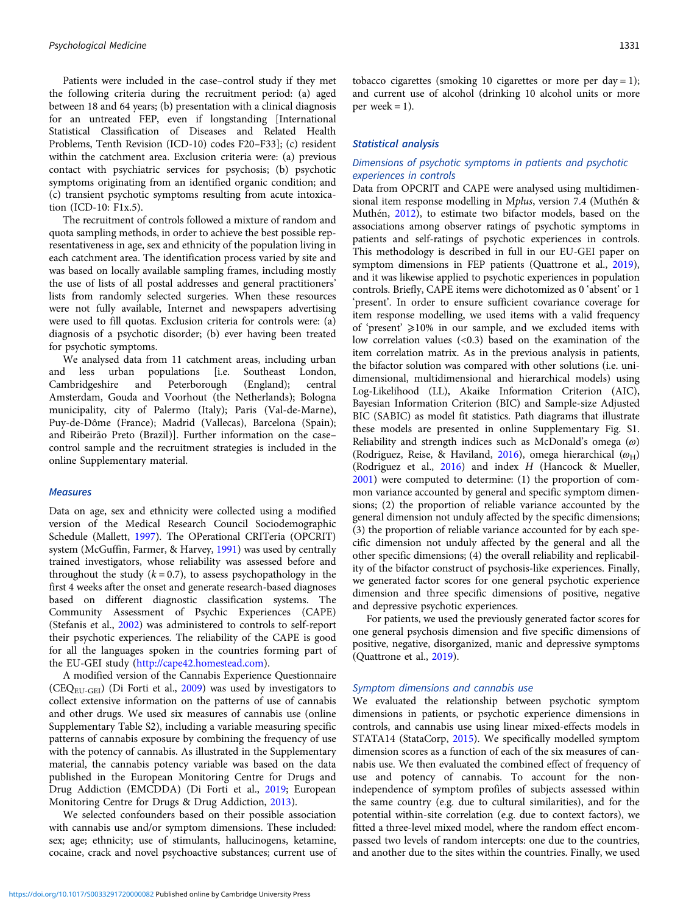Patients were included in the case–control study if they met the following criteria during the recruitment period: (a) aged between 18 and 64 years; (b) presentation with a clinical diagnosis for an untreated FEP, even if longstanding [International Statistical Classification of Diseases and Related Health Problems, Tenth Revision (ICD-10) codes F20–F33]; (c) resident within the catchment area. Exclusion criteria were: (a) previous contact with psychiatric services for psychosis; (b) psychotic symptoms originating from an identified organic condition; and (c) transient psychotic symptoms resulting from acute intoxication (ICD-10: F1x.5).

The recruitment of controls followed a mixture of random and quota sampling methods, in order to achieve the best possible representativeness in age, sex and ethnicity of the population living in each catchment area. The identification process varied by site and was based on locally available sampling frames, including mostly the use of lists of all postal addresses and general practitioners' lists from randomly selected surgeries. When these resources were not fully available, Internet and newspapers advertising were used to fill quotas. Exclusion criteria for controls were: (a) diagnosis of a psychotic disorder; (b) ever having been treated for psychotic symptoms.

We analysed data from 11 catchment areas, including urban and less urban populations [i.e. Southeast London, Cambridgeshire and Peterborough (England); central Amsterdam, Gouda and Voorhout (the Netherlands); Bologna municipality, city of Palermo (Italy); Paris (Val-de-Marne), Puy-de-Dôme (France); Madrid (Vallecas), Barcelona (Spain); and Ribeirão Preto (Brazil)]. Further information on the case–control sample and the recruitment strategies is included in the online Supplementary material.

### Measures

Data on age, sex and ethnicity were collected using a modified version of the Medical Research Council Sociodemographic Schedule (Mallett, 1997). The OPerational CRITeria (OPCRIT) system (McGuffin, Farmer, & Harvey, 1991) was used by centrally trained investigators, whose reliability was assessed before and throughout the study ($k = 0.7$), to assess psychopathology in the first 4 weeks after the onset and generate research-based diagnoses based on different diagnostic classification systems. The Community Assessment of Psychic Experiences (CAPE) (Stefanis et al., 2002) was administered to controls to self-report their psychotic experiences. The reliability of the CAPE is good for all the languages spoken in the countries forming part of the EU-GEI study (http://cape42.homestead.com).

A modified version of the Cannabis Experience Questionnaire ($CEQ_{EU\text{-}GEI}$) (Di Forti et al., 2009) was used by investigators to collect extensive information on the patterns of use of cannabis and other drugs. We used six measures of cannabis use (online Supplementary Table S2), including a variable measuring specific patterns of cannabis exposure by combining the frequency of use with the potency of cannabis. As illustrated in the Supplementary material, the cannabis potency variable was based on the data published in the European Monitoring Centre for Drugs and Drug Addiction (EMCDDA) (Di Forti et al., 2019; European Monitoring Centre for Drugs & Drug Addiction, 2013).

We selected confounders based on their possible association with cannabis use and/or symptom dimensions. These included: sex; age; ethnicity; use of stimulants, hallucinogens, ketamine, cocaine, crack and novel psychoactive substances; current use of tobacco cigarettes (smoking 10 cigarettes or more per day = 1); and current use of alcohol (drinking 10 alcohol units or more per week = 1).

### Statistical analysis

#### Dimensions of psychotic symptoms in patients and psychotic experiences in controls

Data from OPCRIT and CAPE were analysed using multidimensional item response modelling in M*plus*, version 7.4 (Muthén & Muthén, 2012), to estimate two bifactor models, based on the associations among observer ratings of psychotic symptoms in patients and self-ratings of psychotic experiences in controls. This methodology is described in full in our EU-GEI paper on symptom dimensions in FEP patients (Quattrone et al., 2019), and it was likewise applied to psychotic experiences in population controls. Briefly, CAPE items were dichotomized as 0 'absent' or 1 'present'. In order to ensure sufficient covariance coverage for item response modelling, we used items with a valid frequency of 'present' ⩾10% in our sample, and we excluded items with low correlation values (<0.3) based on the examination of the item correlation matrix. As in the previous analysis in patients, the bifactor solution was compared with other solutions (i.e. unidimensional, multidimensional and hierarchical models) using Log-Likelihood (LL), Akaike Information Criterion (AIC), Bayesian Information Criterion (BIC) and Sample-size Adjusted BIC (SABIC) as model fit statistics. Path diagrams that illustrate these models are presented in online Supplementary Fig. S1. Reliability and strength indices such as McDonald's omega ($\omega$) (Rodriguez, Reise, & Haviland, 2016), omega hierarchical ($\omega_H$) (Rodriguez et al., 2016) and index *H* (Hancock & Mueller, 2001) were computed to determine: (1) the proportion of common variance accounted by general and specific symptom dimensions; (2) the proportion of reliable variance accounted by the general dimension not unduly affected by the specific dimensions; (3) the proportion of reliable variance accounted for by each specific dimension not unduly affected by the general and all the other specific dimensions; (4) the overall reliability and replicability of the bifactor construct of psychosis-like experiences. Finally, we generated factor scores for one general psychotic experience dimension and three specific dimensions of positive, negative and depressive psychotic experiences.

For patients, we used the previously generated factor scores for one general psychosis dimension and five specific dimensions of positive, negative, disorganized, manic and depressive symptoms (Quattrone et al., 2019).

#### Symptom dimensions and cannabis use

We evaluated the relationship between psychotic symptom dimensions in patients, or psychotic experience dimensions in controls, and cannabis use using linear mixed-effects models in STATA14 (StataCorp, 2015). We specifically modelled symptom dimension scores as a function of each of the six measures of cannabis use. We then evaluated the combined effect of frequency of use and potency of cannabis. To account for the non-independence of symptom profiles of subjects assessed within the same country (e.g. due to cultural similarities), and for the potential within-site correlation (e.g. due to context factors), we fitted a three-level mixed model, where the random effect encompassed two levels of random intercepts: one due to the countries, and another due to the sites within the countries. Finally, we used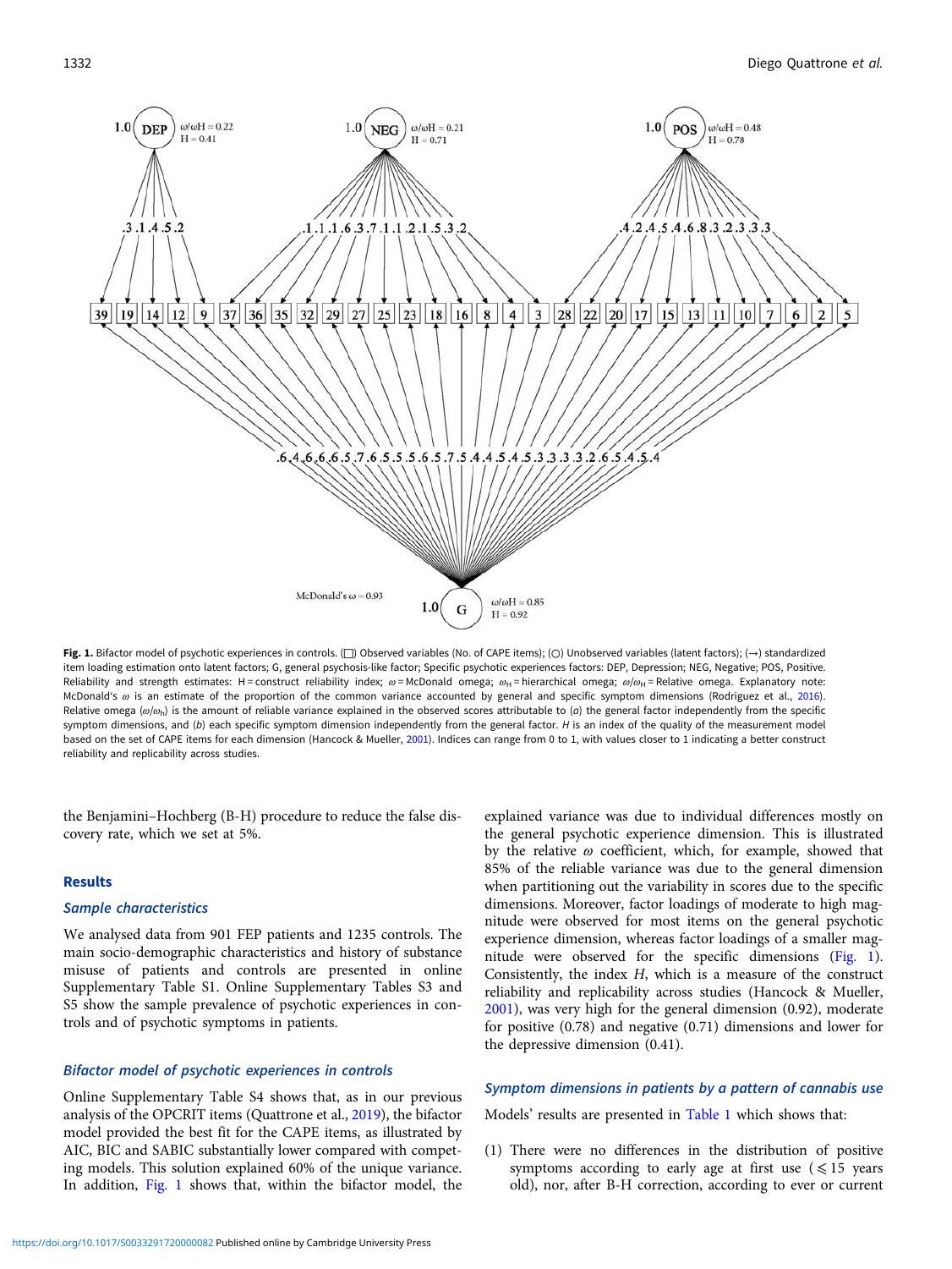**Fig. 1.** Bifactor model of psychotic experiences in controls. (□) Observed variables (No. of CAPE items); (○) Unobserved variables (latent factors); (→) standardized item loading estimation onto latent factors; G, general psychosis-like factor; Specific psychotic experiences factors: DEP, Depression; NEG, Negative; POS, Positive. Reliability and strength estimates: H = construct reliability index; ω = McDonald omega; $\omega_H$ = hierarchical omega; $\omega/\omega_H$ = Relative omega. Explanatory note: McDonald's ω is an estimate of the proportion of the common variance accounted by general and specific symptom dimensions (Rodriguez et al., 2016). Relative omega ($\omega/\omega_h$) is the amount of reliable variance explained in the observed scores attributable to (*a*) the general factor independently from the specific symptom dimensions, and (*b*) each specific symptom dimension independently from the general factor. *H* is an index of the quality of the measurement model based on the set of CAPE items for each dimension (Hancock & Mueller, 2001). Indices can range from 0 to 1, with values closer to 1 indicating a better construct reliability and replicability across studies.

the Benjamini–Hochberg (B-H) procedure to reduce the false discovery rate, which we set at 5%.

## Results

### *Sample characteristics*

We analysed data from 901 FEP patients and 1235 controls. The main socio-demographic characteristics and history of substance misuse of patients and controls are presented in online Supplementary Table S1. Online Supplementary Tables S3 and S5 show the sample prevalence of psychotic experiences in controls and of psychotic symptoms in patients.

### *Bifactor model of psychotic experiences in controls*

Online Supplementary Table S4 shows that, as in our previous analysis of the OPCRIT items (Quattrone et al., 2019), the bifactor model provided the best fit for the CAPE items, as illustrated by AIC, BIC and SABIC substantially lower compared with competing models. This solution explained 60% of the unique variance. In addition, Fig. 1 shows that, within the bifactor model, the explained variance was due to individual differences mostly on the general psychotic experience dimension. This is illustrated by the relative ω coefficient, which, for example, showed that 85% of the reliable variance was due to the general dimension when partitioning out the variability in scores due to the specific dimensions. Moreover, factor loadings of moderate to high magnitude were observed for most items on the general psychotic experience dimension, whereas factor loadings of a smaller magnitude were observed for the specific dimensions (Fig. 1). Consistently, the index *H*, which is a measure of the construct reliability and replicability across studies (Hancock & Mueller, 2001), was very high for the general dimension (0.92), moderate for positive (0.78) and negative (0.71) dimensions and lower for the depressive dimension (0.41).

### *Symptom dimensions in patients by a pattern of cannabis use*

Models' results are presented in Table 1 which shows that:

(1) There were no differences in the distribution of positive symptoms according to early age at first use (⩽15 years old), nor, after B-H correction, according to ever or current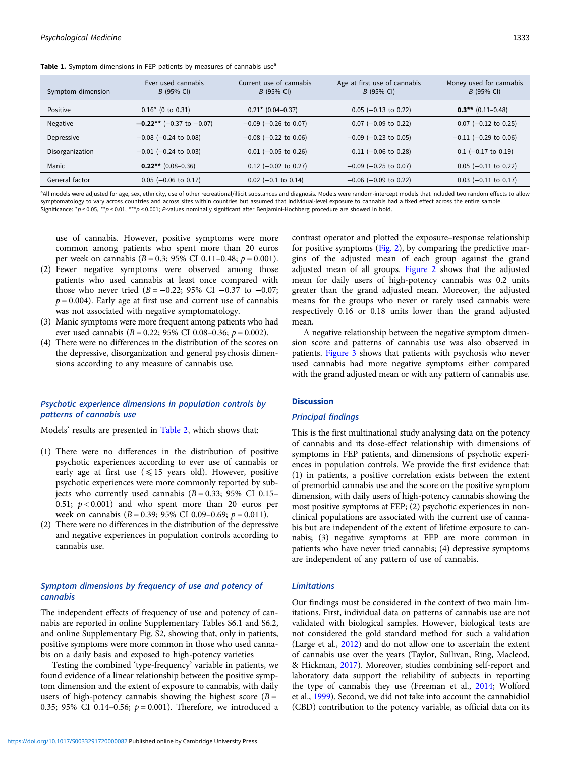**Table 1.** Symptom dimensions in FEP patients by measures of cannabis use[a]

| Symptom dimension | Ever used cannabis B (95% CI) | Current use of cannabis B (95% CI) | Age at first use of cannabis B (95% CI) | Money used for cannabis B (95% CI) |
|---|---|---|---|---|
| Positive | 0.16* (0 to 0.31) | 0.21* (0.04–0.37) | 0.05 (−0.13 to 0.22) | **0.3**** (0.11–0.48) |
| Negative | **−0.22**** (−0.37 to −0.07) | −0.09 (−0.26 to 0.07) | 0.07 (−0.09 to 0.22) | 0.07 (−0.12 to 0.25) |
| Depressive | −0.08 (−0.24 to 0.08) | −0.08 (−0.22 to 0.06) | −0.09 (−0.23 to 0.05) | −0.11 (−0.29 to 0.06) |
| Disorganization | −0.01 (−0.24 to 0.03) | 0.01 (−0.05 to 0.26) | 0.11 (−0.06 to 0.28) | 0.1 (−0.17 to 0.19) |
| Manic | **0.22**** (0.08–0.36) | 0.12 (−0.02 to 0.27) | −0.09 (−0.25 to 0.07) | 0.05 (−0.11 to 0.22) |
| General factor | 0.05 (−0.06 to 0.17) | 0.02 (−0.1 to 0.14) | −0.06 (−0.09 to 0.22) | 0.03 (−0.11 to 0.17) |

[a]All models were adjusted for age, sex, ethnicity, use of other recreational/illicit substances and diagnosis. Models were random-intercept models that included two random effects to allow symptomatology to vary across countries and across sites within countries but assumed that individual-level exposure to cannabis had a fixed effect across the entire sample.
Significance: *$p < 0.05$, **$p < 0.01$, ***$p < 0.001$; P-values nominally significant after Benjamini-Hochberg procedure are showed in bold.

use of cannabis. However, positive symptoms were more common among patients who spent more than 20 euros per week on cannabis ($B = 0.3$; 95% CI 0.11–0.48; $p = 0.001$).

(2) Fewer negative symptoms were observed among those patients who used cannabis at least once compared with those who never tried ($B = -0.22$; 95% CI −0.37 to −0.07; $p = 0.004$). Early age at first use and current use of cannabis was not associated with negative symptomatology.
(3) Manic symptoms were more frequent among patients who had ever used cannabis ($B = 0.22$; 95% CI 0.08–0.36; $p = 0.002$).
(4) There were no differences in the distribution of the scores on the depressive, disorganization and general psychosis dimensions according to any measure of cannabis use.

### Psychotic experience dimensions in population controls by patterns of cannabis use

Models' results are presented in Table 2, which shows that:

(1) There were no differences in the distribution of positive psychotic experiences according to ever use of cannabis or early age at first use (⩽15 years old). However, positive psychotic experiences were more commonly reported by subjects who currently used cannabis ($B = 0.33$; 95% CI 0.15–0.51; $p < 0.001$) and who spent more than 20 euros per week on cannabis ($B = 0.39$; 95% CI 0.09–0.69; $p = 0.011$).
(2) There were no differences in the distribution of the depressive and negative experiences in population controls according to cannabis use.

### Symptom dimensions by frequency of use and potency of cannabis

The independent effects of frequency of use and potency of cannabis are reported in online Supplementary Tables S6.1 and S6.2, and online Supplementary Fig. S2, showing that, only in patients, positive symptoms were more common in those who used cannabis on a daily basis and exposed to high-potency varieties

Testing the combined 'type-frequency' variable in patients, we found evidence of a linear relationship between the positive symptom dimension and the extent of exposure to cannabis, with daily users of high-potency cannabis showing the highest score ($B = 0.35$; 95% CI 0.14–0.56; $p = 0.001$). Therefore, we introduced a contrast operator and plotted the exposure–response relationship for positive symptoms (Fig. 2), by comparing the predictive margins of the adjusted mean of each group against the grand adjusted mean of all groups. Figure 2 shows that the adjusted mean for daily users of high-potency cannabis was 0.2 units greater than the grand adjusted mean. Moreover, the adjusted means for the groups who never or rarely used cannabis were respectively 0.16 or 0.18 units lower than the grand adjusted mean.

A negative relationship between the negative symptom dimension score and patterns of cannabis use was also observed in patients. Figure 3 shows that patients with psychosis who never used cannabis had more negative symptoms either compared with the grand adjusted mean or with any pattern of cannabis use.

## Discussion

### Principal findings

This is the first multinational study analysing data on the potency of cannabis and its dose-effect relationship with dimensions of symptoms in FEP patients, and dimensions of psychotic experiences in population controls. We provide the first evidence that: (1) in patients, a positive correlation exists between the extent of premorbid cannabis use and the score on the positive symptom dimension, with daily users of high-potency cannabis showing the most positive symptoms at FEP; (2) psychotic experiences in non-clinical populations are associated with the current use of cannabis but are independent of the extent of lifetime exposure to cannabis; (3) negative symptoms at FEP are more common in patients who have never tried cannabis; (4) depressive symptoms are independent of any pattern of use of cannabis.

### Limitations

Our findings must be considered in the context of two main limitations. First, individual data on patterns of cannabis use are not validated with biological samples. However, biological tests are not considered the gold standard method for such a validation (Large et al., 2012) and do not allow one to ascertain the extent of cannabis use over the years (Taylor, Sullivan, Ring, Macleod, & Hickman, 2017). Moreover, studies combining self-report and laboratory data support the reliability of subjects in reporting the type of cannabis they use (Freeman et al., 2014; Wolford et al., 1999). Second, we did not take into account the cannabidiol (CBD) contribution to the potency variable, as official data on its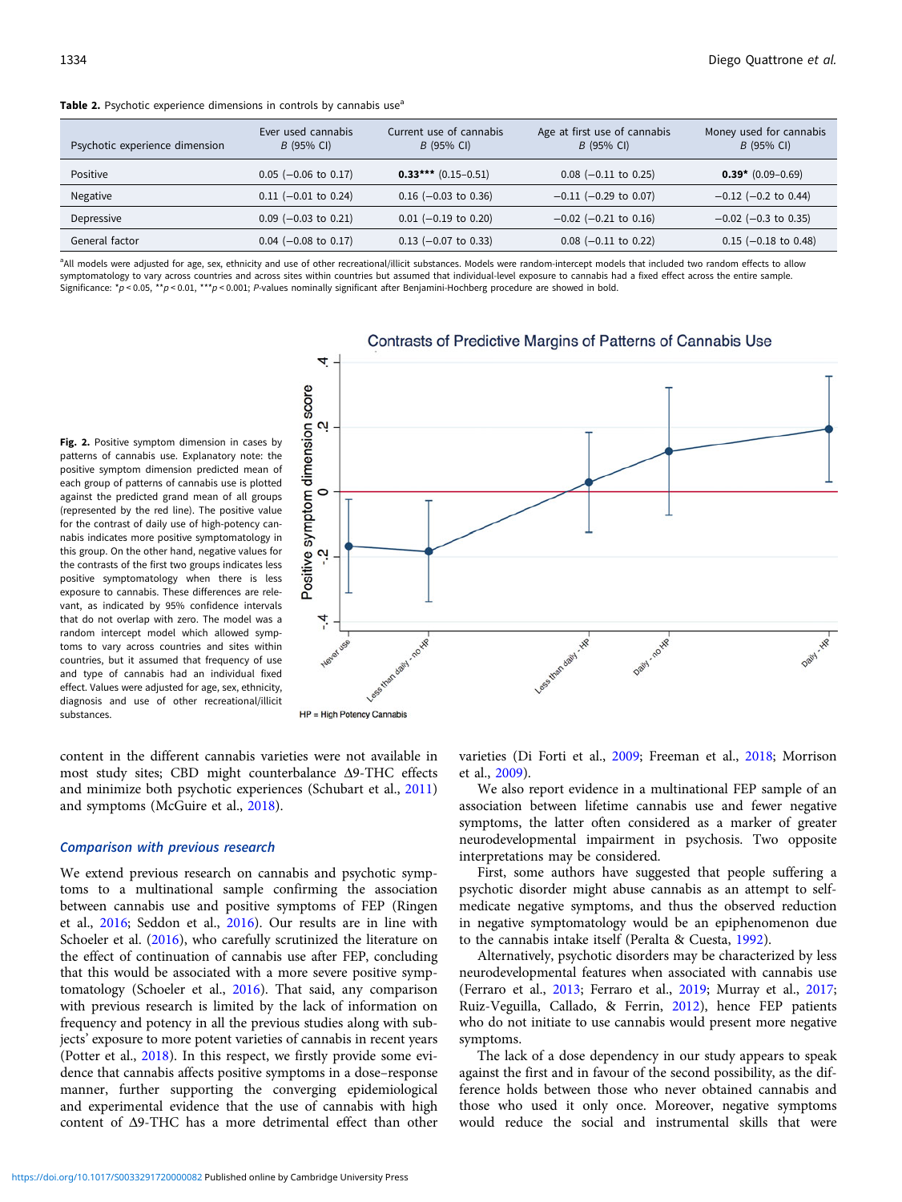**Table 2.** Psychotic experience dimensions in controls by cannabis use[a]

| Psychotic experience dimension | Ever used cannabis B (95% CI) | Current use of cannabis B (95% CI) | Age at first use of cannabis B (95% CI) | Money used for cannabis B (95% CI) |
|---|---|---|---|---|
| Positive | 0.05 (−0.06 to 0.17) | **0.33*** (0.15–0.51)** | 0.08 (−0.11 to 0.25) | **0.39* (0.09–0.69)** |
| Negative | 0.11 (−0.01 to 0.24) | 0.16 (−0.03 to 0.36) | −0.11 (−0.29 to 0.07) | −0.12 (−0.2 to 0.44) |
| Depressive | 0.09 (−0.03 to 0.21) | 0.01 (−0.19 to 0.20) | −0.02 (−0.21 to 0.16) | −0.02 (−0.3 to 0.35) |
| General factor | 0.04 (−0.08 to 0.17) | 0.13 (−0.07 to 0.33) | 0.08 (−0.11 to 0.22) | 0.15 (−0.18 to 0.48) |

[a]All models were adjusted for age, sex, ethnicity and use of other recreational/illicit substances. Models were random-intercept models that included two random effects to allow symptomatology to vary across countries and across sites within countries but assumed that individual-level exposure to cannabis had a fixed effect across the entire sample.
Significance: *$p < 0.05$, **$p < 0.01$, ***$p < 0.001$; P-values nominally significant after Benjamini-Hochberg procedure are showed in bold.

**Fig. 2.** Positive symptom dimension in cases by patterns of cannabis use. Explanatory note: the positive symptom dimension predicted mean of each group of patterns of cannabis use is plotted against the predicted grand mean of all groups (represented by the red line). The positive value for the contrast of daily use of high-potency cannabis indicates more positive symptomatology in this group. On the other hand, negative values for the contrasts of the first two groups indicates less positive symptomatology when there is less exposure to cannabis. These differences are relevant, as indicated by 95% confidence intervals that do not overlap with zero. The model was a random intercept model which allowed symptoms to vary across countries and sites within countries, but it assumed that frequency of use and type of cannabis had an individual fixed effect. Values were adjusted for age, sex, ethnicity, diagnosis and use of other recreational/illicit substances.

content in the different cannabis varieties were not available in most study sites; CBD might counterbalance Δ9-THC effects and minimize both psychotic experiences (Schubart et al., 2011) and symptoms (McGuire et al., 2018).

### Comparison with previous research

We extend previous research on cannabis and psychotic symptoms to a multinational sample confirming the association between cannabis use and positive symptoms of FEP (Ringen et al., 2016; Seddon et al., 2016). Our results are in line with Schoeler et al. (2016), who carefully scrutinized the literature on the effect of continuation of cannabis use after FEP, concluding that this would be associated with a more severe positive symptomatology (Schoeler et al., 2016). That said, any comparison with previous research is limited by the lack of information on frequency and potency in all the previous studies along with subjects' exposure to more potent varieties of cannabis in recent years (Potter et al., 2018). In this respect, we firstly provide some evidence that cannabis affects positive symptoms in a dose–response manner, further supporting the converging epidemiological and experimental evidence that the use of cannabis with high content of Δ9-THC has a more detrimental effect than other varieties (Di Forti et al., 2009; Freeman et al., 2018; Morrison et al., 2009).

We also report evidence in a multinational FEP sample of an association between lifetime cannabis use and fewer negative symptoms, the latter often considered as a marker of greater neurodevelopmental impairment in psychosis. Two opposite interpretations may be considered.

First, some authors have suggested that people suffering a psychotic disorder might abuse cannabis as an attempt to self-medicate negative symptoms, and thus the observed reduction in negative symptomatology would be an epiphenomenon due to the cannabis intake itself (Peralta & Cuesta, 1992).

Alternatively, psychotic disorders may be characterized by less neurodevelopmental features when associated with cannabis use (Ferraro et al., 2013; Ferraro et al., 2019; Murray et al., 2017; Ruiz-Veguilla, Callado, & Ferrin, 2012), hence FEP patients who do not initiate to use cannabis would present more negative symptoms.

The lack of a dose dependency in our study appears to speak against the first and in favour of the second possibility, as the difference holds between those who never obtained cannabis and those who used it only once. Moreover, negative symptoms would reduce the social and instrumental skills that were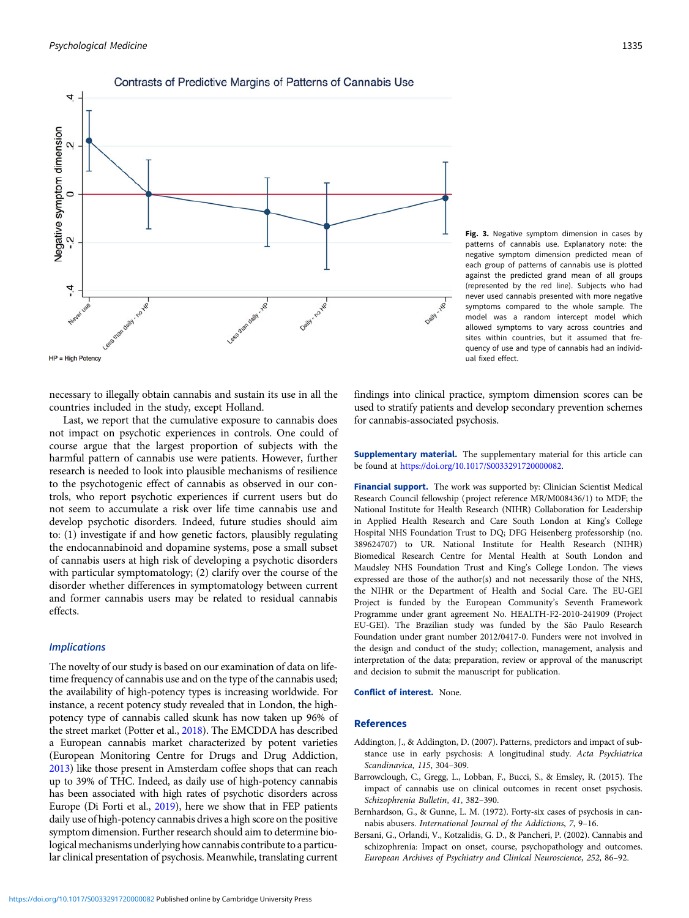Contrasts of Predictive Margins of Patterns of Cannabis Use

HP = High Potency

**Fig. 3.** Negative symptom dimension in cases by patterns of cannabis use. Explanatory note: the negative symptom dimension predicted mean of each group of patterns of cannabis use is plotted against the predicted grand mean of all groups (represented by the red line). Subjects who had never used cannabis presented with more negative symptoms compared to the whole sample. The model was a random intercept model which allowed symptoms to vary across countries and sites within countries, but it assumed that frequency of use and type of cannabis had an individual fixed effect.

necessary to illegally obtain cannabis and sustain its use in all the countries included in the study, except Holland.

Last, we report that the cumulative exposure to cannabis does not impact on psychotic experiences in controls. One could of course argue that the largest proportion of subjects with the harmful pattern of cannabis use were patients. However, further research is needed to look into plausible mechanisms of resilience to the psychotogenic effect of cannabis as observed in our controls, who report psychotic experiences if current users but do not seem to accumulate a risk over life time cannabis use and develop psychotic disorders. Indeed, future studies should aim to: (1) investigate if and how genetic factors, plausibly regulating the endocannabinoid and dopamine systems, pose a small subset of cannabis users at high risk of developing a psychotic disorders with particular symptomatology; (2) clarify over the course of the disorder whether differences in symptomatology between current and former cannabis users may be related to residual cannabis effects.

### *Implications*

The novelty of our study is based on our examination of data on lifetime frequency of cannabis use and on the type of the cannabis used; the availability of high-potency types is increasing worldwide. For instance, a recent potency study revealed that in London, the high-potency type of cannabis called skunk has now taken up 96% of the street market (Potter et al., 2018). The EMCDDA has described a European cannabis market characterized by potent varieties (European Monitoring Centre for Drugs and Drug Addiction, 2013) like those present in Amsterdam coffee shops that can reach up to 39% of THC. Indeed, as daily use of high-potency cannabis has been associated with high rates of psychotic disorders across Europe (Di Forti et al., 2019), here we show that in FEP patients daily use of high-potency cannabis drives a high score on the positive symptom dimension. Further research should aim to determine biological mechanisms underlying how cannabis contribute to a particular clinical presentation of psychosis. Meanwhile, translating current findings into clinical practice, symptom dimension scores can be used to stratify patients and develop secondary prevention schemes for cannabis-associated psychosis.

**Supplementary material.** The supplementary material for this article can be found at https://doi.org/10.1017/S0033291720000082.

**Financial support.** The work was supported by: Clinician Scientist Medical Research Council fellowship (project reference MR/M008436/1) to MDF; the National Institute for Health Research (NIHR) Collaboration for Leadership in Applied Health Research and Care South London at King's College Hospital NHS Foundation Trust to DQ; DFG Heisenberg professorship (no. 389624707) to UR. National Institute for Health Research (NIHR) Biomedical Research Centre for Mental Health at South London and Maudsley NHS Foundation Trust and King's College London. The views expressed are those of the author(s) and not necessarily those of the NHS, the NIHR or the Department of Health and Social Care. The EU-GEI Project is funded by the European Community's Seventh Framework Programme under grant agreement No. HEALTH-F2-2010-241909 (Project EU-GEI). The Brazilian study was funded by the São Paulo Research Foundation under grant number 2012/0417-0. Funders were not involved in the design and conduct of the study; collection, management, analysis and interpretation of the data; preparation, review or approval of the manuscript and decision to submit the manuscript for publication.

**Conflict of interest.** None.

## References

Addington, J., & Addington, D. (2007). Patterns, predictors and impact of substance use in early psychosis: A longitudinal study. *Acta Psychiatrica Scandinavica*, *115*, 304–309.

Barrowclough, C., Gregg, L., Lobban, F., Bucci, S., & Emsley, R. (2015). The impact of cannabis use on clinical outcomes in recent onset psychosis. *Schizophrenia Bulletin*, *41*, 382–390.

Bernhardson, G., & Gunne, L. M. (1972). Forty-six cases of psychosis in cannabis abusers. *International Journal of the Addictions*, *7*, 9–16.

Bersani, G., Orlandi, V., Kotzalidis, G. D., & Pancheri, P. (2002). Cannabis and schizophrenia: Impact on onset, course, psychopathology and outcomes. *European Archives of Psychiatry and Clinical Neuroscience*, *252*, 86–92.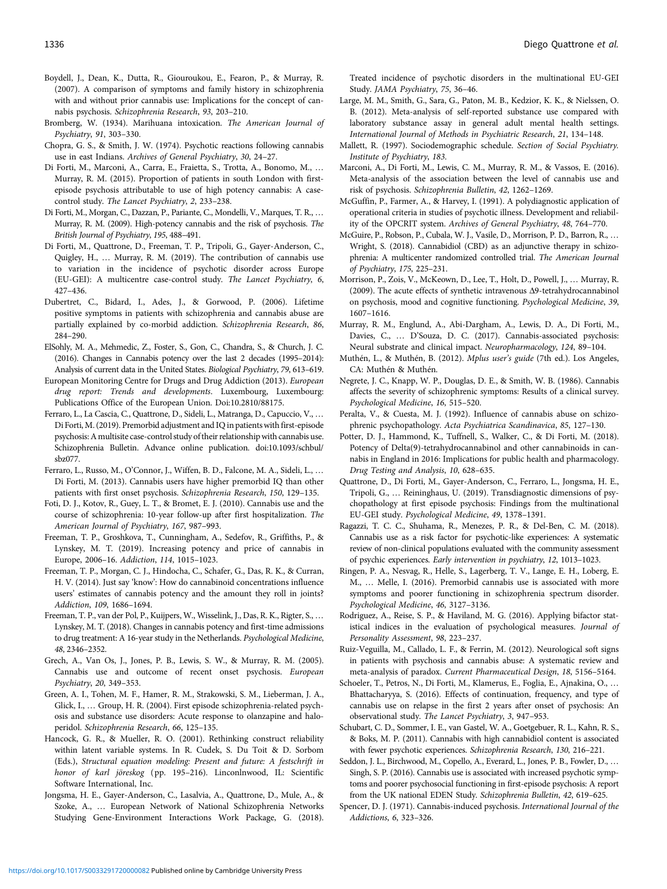Boydell, J., Dean, K., Dutta, R., Giouroukou, E., Fearon, P., & Murray, R. (2007). A comparison of symptoms and family history in schizophrenia with and without prior cannabis use: Implications for the concept of cannabis psychosis. *Schizophrenia Research*, *93*, 203–210.

Bromberg, W. (1934). Marihuana intoxication. *The American Journal of Psychiatry*, *91*, 303–330.

Chopra, G. S., & Smith, J. W. (1974). Psychotic reactions following cannabis use in east Indians. *Archives of General Psychiatry*, *30*, 24–27.

Di Forti, M., Marconi, A., Carra, E., Fraietta, S., Trotta, A., Bonomo, M., … Murray, R. M. (2015). Proportion of patients in south London with first-episode psychosis attributable to use of high potency cannabis: A case-control study. *The Lancet Psychiatry*, *2*, 233–238.

Di Forti, M., Morgan, C., Dazzan, P., Pariante, C., Mondelli, V., Marques, T. R., … Murray, R. M. (2009). High-potency cannabis and the risk of psychosis. *The British Journal of Psychiatry*, *195*, 488–491.

Di Forti, M., Quattrone, D., Freeman, T. P., Tripoli, G., Gayer-Anderson, C., Quigley, H., … Murray, R. M. (2019). The contribution of cannabis use to variation in the incidence of psychotic disorder across Europe (EU-GEI): A multicentre case-control study. *The Lancet Psychiatry*, *6*, 427–436.

Dubertret, C., Bidard, I., Ades, J., & Gorwood, P. (2006). Lifetime positive symptoms in patients with schizophrenia and cannabis abuse are partially explained by co-morbid addiction. *Schizophrenia Research*, *86*, 284–290.

ElSohly, M. A., Mehmedic, Z., Foster, S., Gon, C., Chandra, S., & Church, J. C. (2016). Changes in Cannabis potency over the last 2 decades (1995–2014): Analysis of current data in the United States. *Biological Psychiatry*, *79*, 613–619.

European Monitoring Centre for Drugs and Drug Addiction (2013). *European drug report: Trends and developments*. Luxembourg, Luxembourg: Publications Office of the European Union. Doi:10.2810/88175.

Ferraro, L., La Cascia, C., Quattrone, D., Sideli, L., Matranga, D., Capuccio, V., … Di Forti, M. (2019). Premorbid adjustment and IQ in patients with first-episode psychosis: A multisite case-control study of their relationship with cannabis use. Schizophrenia Bulletin. Advance online publication. doi:10.1093/schbul/sbz077.

Ferraro, L., Russo, M., O'Connor, J., Wiffen, B. D., Falcone, M. A., Sideli, L., … Di Forti, M. (2013). Cannabis users have higher premorbid IQ than other patients with first onset psychosis. *Schizophrenia Research*, *150*, 129–135.

Foti, D. J., Kotov, R., Guey, L. T., & Bromet, E. J. (2010). Cannabis use and the course of schizophrenia: 10-year follow-up after first hospitalization. *The American Journal of Psychiatry*, *167*, 987–993.

Freeman, T. P., Groshkova, T., Cunningham, A., Sedefov, R., Griffiths, P., & Lynskey, M. T. (2019). Increasing potency and price of cannabis in Europe, 2006–16. *Addiction*, *114*, 1015–1023.

Freeman, T. P., Morgan, C. J., Hindocha, C., Schafer, G., Das, R. K., & Curran, H. V. (2014). Just say 'know': How do cannabinoid concentrations influence users' estimates of cannabis potency and the amount they roll in joints? *Addiction*, *109*, 1686–1694.

Freeman, T. P., van der Pol, P., Kuijpers, W., Wisselink, J., Das, R. K., Rigter, S., … Lynskey, M. T. (2018). Changes in cannabis potency and first-time admissions to drug treatment: A 16-year study in the Netherlands. *Psychological Medicine*, *48*, 2346–2352.

Grech, A., Van Os, J., Jones, P. B., Lewis, S. W., & Murray, R. M. (2005). Cannabis use and outcome of recent onset psychosis. *European Psychiatry*, *20*, 349–353.

Green, A. I., Tohen, M. F., Hamer, R. M., Strakowski, S. M., Lieberman, J. A., Glick, I., … Group, H. R. (2004). First episode schizophrenia-related psychosis and substance use disorders: Acute response to olanzapine and haloperidol. *Schizophrenia Research*, *66*, 125–135.

Hancock, G. R., & Mueller, R. O. (2001). Rethinking construct reliability within latent variable systems. In R. Cudek, S. Du Toit & D. Sorbom (Eds.), *Structural equation modeling: Present and future: A festschrift in honor of karl jöreskog* (pp. 195–216). Linconlnwood, IL: Scientific Software International, Inc.

Jongsma, H. E., Gayer-Anderson, C., Lasalvia, A., Quattrone, D., Mule, A., & Szoke, A., … European Network of National Schizophrenia Networks Studying Gene-Environment Interactions Work Package, G. (2018). Treated incidence of psychotic disorders in the multinational EU-GEI Study. *JAMA Psychiatry*, *75*, 36–46.

Large, M. M., Smith, G., Sara, G., Paton, M. B., Kedzior, K. K., & Nielssen, O. B. (2012). Meta-analysis of self-reported substance use compared with laboratory substance assay in general adult mental health settings. *International Journal of Methods in Psychiatric Research*, *21*, 134–148.

Mallett, R. (1997). Sociodemographic schedule. *Section of Social Psychiatry. Institute of Psychiatry*, *183*.

Marconi, A., Di Forti, M., Lewis, C. M., Murray, R. M., & Vassos, E. (2016). Meta-analysis of the association between the level of cannabis use and risk of psychosis. *Schizophrenia Bulletin*, *42*, 1262–1269.

McGuffin, P., Farmer, A., & Harvey, I. (1991). A polydiagnostic application of operational criteria in studies of psychotic illness. Development and reliability of the OPCRIT system. *Archives of General Psychiatry*, *48*, 764–770.

McGuire, P., Robson, P., Cubala, W. J., Vasile, D., Morrison, P. D., Barron, R., … Wright, S. (2018). Cannabidiol (CBD) as an adjunctive therapy in schizophrenia: A multicenter randomized controlled trial. *The American Journal of Psychiatry*, *175*, 225–231.

Morrison, P., Zois, V., McKeown, D., Lee, T., Holt, D., Powell, J., … Murray, R. (2009). The acute effects of synthetic intravenous Δ9-tetrahydrocannabinol on psychosis, mood and cognitive functioning. *Psychological Medicine*, *39*, 1607–1616.

Murray, R. M., Englund, A., Abi-Dargham, A., Lewis, D. A., Di Forti, M., Davies, C., … D'Souza, D. C. (2017). Cannabis-associated psychosis: Neural substrate and clinical impact. *Neuropharmacology*, *124*, 89–104.

Muthén, L., & Muthén, B. (2012). *Mplus user's guide* (7th ed.). Los Angeles, CA: Muthén & Muthén.

Negrete, J. C., Knapp, W. P., Douglas, D. E., & Smith, W. B. (1986). Cannabis affects the severity of schizophrenic symptoms: Results of a clinical survey. *Psychological Medicine*, *16*, 515–520.

Peralta, V., & Cuesta, M. J. (1992). Influence of cannabis abuse on schizophrenic psychopathology. *Acta Psychiatrica Scandinavica*, *85*, 127–130.

Potter, D. J., Hammond, K., Tuffnell, S., Walker, C., & Di Forti, M. (2018). Potency of Delta(9)-tetrahydrocannabinol and other cannabinoids in cannabis in England in 2016: Implications for public health and pharmacology. *Drug Testing and Analysis*, *10*, 628–635.

Quattrone, D., Di Forti, M., Gayer-Anderson, C., Ferraro, L., Jongsma, H. E., Tripoli, G., … Reininghaus, U. (2019). Transdiagnostic dimensions of psychopathology at first episode psychosis: Findings from the multinational EU-GEI study. *Psychological Medicine*, *49*, 1378–1391.

Ragazzi, T. C. C., Shuhama, R., Menezes, P. R., & Del-Ben, C. M. (2018). Cannabis use as a risk factor for psychotic-like experiences: A systematic review of non-clinical populations evaluated with the community assessment of psychic experiences. *Early intervention in psychiatry*, *12*, 1013–1023.

Ringen, P. A., Nesvag, R., Helle, S., Lagerberg, T. V., Lange, E. H., Loberg, E. M., … Melle, I. (2016). Premorbid cannabis use is associated with more symptoms and poorer functioning in schizophrenia spectrum disorder. *Psychological Medicine*, *46*, 3127–3136.

Rodriguez, A., Reise, S. P., & Haviland, M. G. (2016). Applying bifactor statistical indices in the evaluation of psychological measures. *Journal of Personality Assessment*, *98*, 223–237.

Ruiz-Veguilla, M., Callado, L. F., & Ferrin, M. (2012). Neurological soft signs in patients with psychosis and cannabis abuse: A systematic review and meta-analysis of paradox. *Current Pharmaceutical Design*, *18*, 5156–5164.

Schoeler, T., Petros, N., Di Forti, M., Klamerus, E., Foglia, E., Ajnakina, O., … Bhattacharyya, S. (2016). Effects of continuation, frequency, and type of cannabis use on relapse in the first 2 years after onset of psychosis: An observational study. *The Lancet Psychiatry*, *3*, 947–953.

Schubart, C. D., Sommer, I. E., van Gastel, W. A., Goetgebuer, R. L., Kahn, R. S., & Boks, M. P. (2011). Cannabis with high cannabidiol content is associated with fewer psychotic experiences. *Schizophrenia Research*, *130*, 216–221.

Seddon, J. L., Birchwood, M., Copello, A., Everard, L., Jones, P. B., Fowler, D., … Singh, S. P. (2016). Cannabis use is associated with increased psychotic symptoms and poorer psychosocial functioning in first-episode psychosis: A report from the UK national EDEN Study. *Schizophrenia Bulletin*, *42*, 619–625.

Spencer, D. J. (1971). Cannabis-induced psychosis. *International Journal of the Addictions*, *6*, 323–326.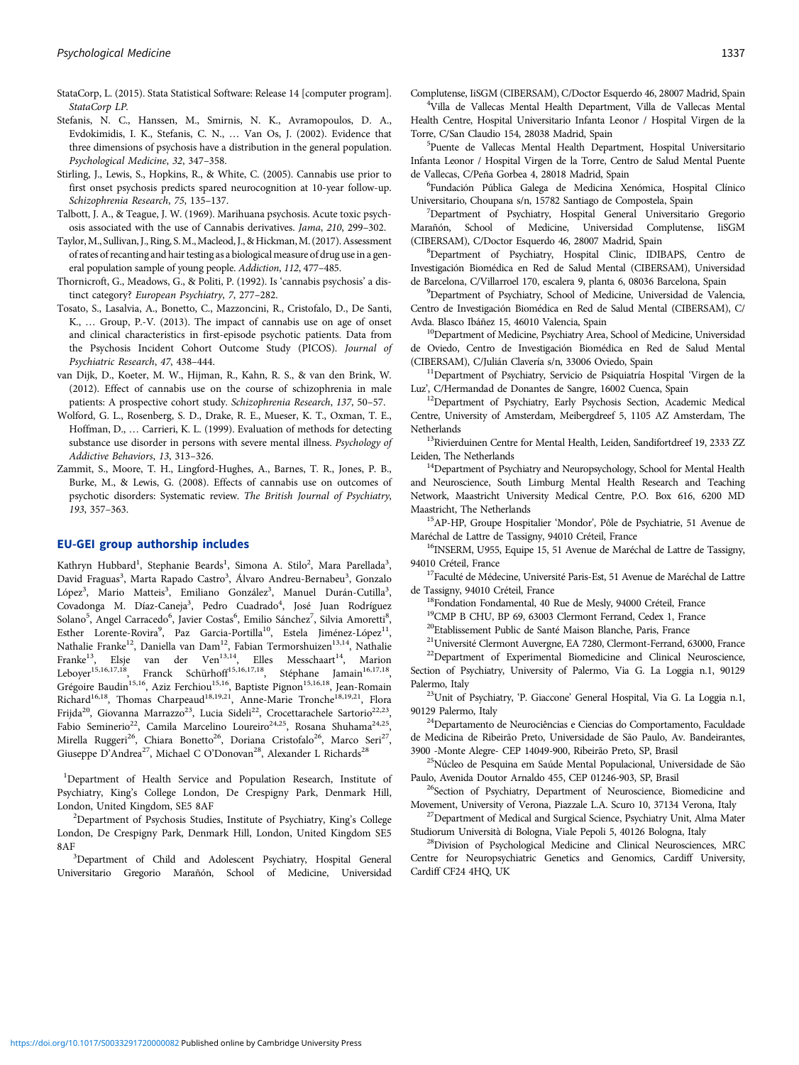StataCorp, L. (2015). Stata Statistical Software: Release 14 [computer program]. *StataCorp LP.*

Stefanis, N. C., Hanssen, M., Smirnis, N. K., Avramopoulos, D. A., Evdokimidis, I. K., Stefanis, C. N., … Van Os, J. (2002). Evidence that three dimensions of psychosis have a distribution in the general population. *Psychological Medicine*, *32*, 347–358.

Stirling, J., Lewis, S., Hopkins, R., & White, C. (2005). Cannabis use prior to first onset psychosis predicts spared neurocognition at 10-year follow-up. *Schizophrenia Research*, *75*, 135–137.

Talbott, J. A., & Teague, J. W. (1969). Marihuana psychosis. Acute toxic psychosis associated with the use of Cannabis derivatives. *Jama*, *210*, 299–302.

Taylor, M., Sullivan, J., Ring, S. M., Macleod, J., & Hickman, M. (2017). Assessment of rates of recanting and hair testing as a biological measure of drug use in a general population sample of young people. *Addiction*, *112*, 477–485.

Thornicroft, G., Meadows, G., & Politi, P. (1992). Is 'cannabis psychosis' a distinct category? *European Psychiatry*, *7*, 277–282.

Tosato, S., Lasalvia, A., Bonetto, C., Mazzoncini, R., Cristofalo, D., De Santi, K., … Group, P.-V. (2013). The impact of cannabis use on age of onset and clinical characteristics in first-episode psychotic patients. Data from the Psychosis Incident Cohort Outcome Study (PICOS). *Journal of Psychiatric Research*, *47*, 438–444.

van Dijk, D., Koeter, M. W., Hijman, R., Kahn, R. S., & van den Brink, W. (2012). Effect of cannabis use on the course of schizophrenia in male patients: A prospective cohort study. *Schizophrenia Research*, *137*, 50–57.

Wolford, G. L., Rosenberg, S. D., Drake, R. E., Mueser, K. T., Oxman, T. E., Hoffman, D., … Carrieri, K. L. (1999). Evaluation of methods for detecting substance use disorder in persons with severe mental illness. *Psychology of Addictive Behaviors*, *13*, 313–326.

Zammit, S., Moore, T. H., Lingford-Hughes, A., Barnes, T. R., Jones, P. B., Burke, M., & Lewis, G. (2008). Effects of cannabis use on outcomes of psychotic disorders: Systematic review. *The British Journal of Psychiatry*, *193*, 357–363.

## EU-GEI group authorship includes

Kathryn Hubbard[1], Stephanie Beards[1], Simona A. Stilo[2], Mara Parellada[3], David Fraguas[3], Marta Rapado Castro[3], Álvaro Andreu-Bernabeu[3], Gonzalo López[3], Mario Matteis[3], Emiliano González[3], Manuel Durán-Cutilla[3], Covadonga M. Díaz-Caneja[3], Pedro Cuadrado[4], José Juan Rodríguez Solano[5], Angel Carracedo[6], Javier Costas[6], Emilio Sánchez[7], Silvia Amoretti[8], Esther Lorente-Rovira[9], Paz Garcia-Portilla[10], Estela Jiménez-López[11], Nathalie Franke[12], Daniella van Dam[12], Fabian Termorshuizen[13,14], Nathalie Franke[13], Elsje van der Ven[13,14], Elles Messchaart[14], Marion Leboyer[15,16,17,18], Franck Schürhoff[15,16,17,18], Stéphane Jamain[16,17,18], Grégoire Baudin[15,16], Aziz Ferchiou[15,16], Baptiste Pignon[15,16,18], Jean-Romain Richard[16,18], Thomas Charpeaud[18,19,21], Anne-Marie Tronche[18,19,21], Flora Frijda[20], Giovanna Marrazzo[23], Lucia Sideli[22], Crocettarachele Sartorio[22,23], Fabio Seminerio[22], Camila Marcelino Loureiro[24,25], Rosana Shuhama[24,25], Mirella Ruggeri[26], Chiara Bonetto[26], Doriana Cristofalo[26], Marco Seri[27], Giuseppe D'Andrea[27], Michael C O'Donovan[28], Alexander L Richards[28]

[1]Department of Health Service and Population Research, Institute of Psychiatry, King's College London, De Crespigny Park, Denmark Hill, London, United Kingdom, SE5 8AF

[2]Department of Psychosis Studies, Institute of Psychiatry, King's College London, De Crespigny Park, Denmark Hill, London, United Kingdom SE5 8AF

[3]Department of Child and Adolescent Psychiatry, Hospital General Universitario Gregorio Marañón, School of Medicine, Universidad Complutense, IiSGM (CIBERSAM), C/Doctor Esquerdo 46, 28007 Madrid, Spain

[4]Villa de Vallecas Mental Health Department, Villa de Vallecas Mental Health Centre, Hospital Universitario Infanta Leonor / Hospital Virgen de la Torre, C/San Claudio 154, 28038 Madrid, Spain

[5]Puente de Vallecas Mental Health Department, Hospital Universitario Infanta Leonor / Hospital Virgen de la Torre, Centro de Salud Mental Puente de Vallecas, C/Peña Gorbea 4, 28018 Madrid, Spain

[6]Fundación Pública Galega de Medicina Xenómica, Hospital Clínico Universitario, Choupana s/n, 15782 Santiago de Compostela, Spain

[7]Department of Psychiatry, Hospital General Universitario Gregorio Marañón, School of Medicine, Universidad Complutense, IiSGM (CIBERSAM), C/Doctor Esquerdo 46, 28007 Madrid, Spain

[8]Department of Psychiatry, Hospital Clinic, IDIBAPS, Centro de Investigación Biomédica en Red de Salud Mental (CIBERSAM), Universidad de Barcelona, C/Villarroel 170, escalera 9, planta 6, 08036 Barcelona, Spain

[9]Department of Psychiatry, School of Medicine, Universidad de Valencia, Centro de Investigación Biomédica en Red de Salud Mental (CIBERSAM), C/ Avda. Blasco Ibáñez 15, 46010 Valencia, Spain

[10]Department of Medicine, Psychiatry Area, School of Medicine, Universidad de Oviedo, Centro de Investigación Biomédica en Red de Salud Mental (CIBERSAM), C/Julián Clavería s/n, 33006 Oviedo, Spain

[11]Department of Psychiatry, Servicio de Psiquiatría Hospital 'Virgen de la Luz', C/Hermandad de Donantes de Sangre, 16002 Cuenca, Spain

[12]Department of Psychiatry, Early Psychosis Section, Academic Medical Centre, University of Amsterdam, Meibergdreef 5, 1105 AZ Amsterdam, The Netherlands

[13]Rivierduinen Centre for Mental Health, Leiden, Sandifortdreef 19, 2333 ZZ Leiden, The Netherlands

[14]Department of Psychiatry and Neuropsychology, School for Mental Health and Neuroscience, South Limburg Mental Health Research and Teaching Network, Maastricht University Medical Centre, P.O. Box 616, 6200 MD Maastricht, The Netherlands

[15]AP-HP, Groupe Hospitalier 'Mondor', Pôle de Psychiatrie, 51 Avenue de Maréchal de Lattre de Tassigny, 94010 Créteil, France

[16]INSERM, U955, Equipe 15, 51 Avenue de Maréchal de Lattre de Tassigny, 94010 Créteil, France

[17]Faculté de Médecine, Université Paris-Est, 51 Avenue de Maréchal de Lattre de Tassigny, 94010 Créteil, France

[18]Fondation Fondamental, 40 Rue de Mesly, 94000 Créteil, France

[19]CMP B CHU, BP 69, 63003 Clermont Ferrand, Cedex 1, France

[20]Etablissement Public de Santé Maison Blanche, Paris, France

[21]Université Clermont Auvergne, EA 7280, Clermont-Ferrand, 63000, France

[22]Department of Experimental Biomedicine and Clinical Neuroscience, Section of Psychiatry, University of Palermo, Via G. La Loggia n.1, 90129 Palermo, Italy

[23]Unit of Psychiatry, 'P. Giaccone' General Hospital, Via G. La Loggia n.1, 90129 Palermo, Italy

[24]Departamento de Neurociências e Ciencias do Comportamento, Faculdade de Medicina de Ribeirão Preto, Universidade de São Paulo, Av. Bandeirantes, 3900 -Monte Alegre- CEP 14049-900, Ribeirão Preto, SP, Brasil

[25]Núcleo de Pesquina em Saúde Mental Populacional, Universidade de São Paulo, Avenida Doutor Arnaldo 455, CEP 01246-903, SP, Brasil

[26]Section of Psychiatry, Department of Neuroscience, Biomedicine and Movement, University of Verona, Piazzale L.A. Scuro 10, 37134 Verona, Italy

[27]Department of Medical and Surgical Science, Psychiatry Unit, Alma Mater Studiorum Università di Bologna, Viale Pepoli 5, 40126 Bologna, Italy

[28]Division of Psychological Medicine and Clinical Neurosciences, MRC Centre for Neuropsychiatric Genetics and Genomics, Cardiff University, Cardiff CF24 4HQ, UK